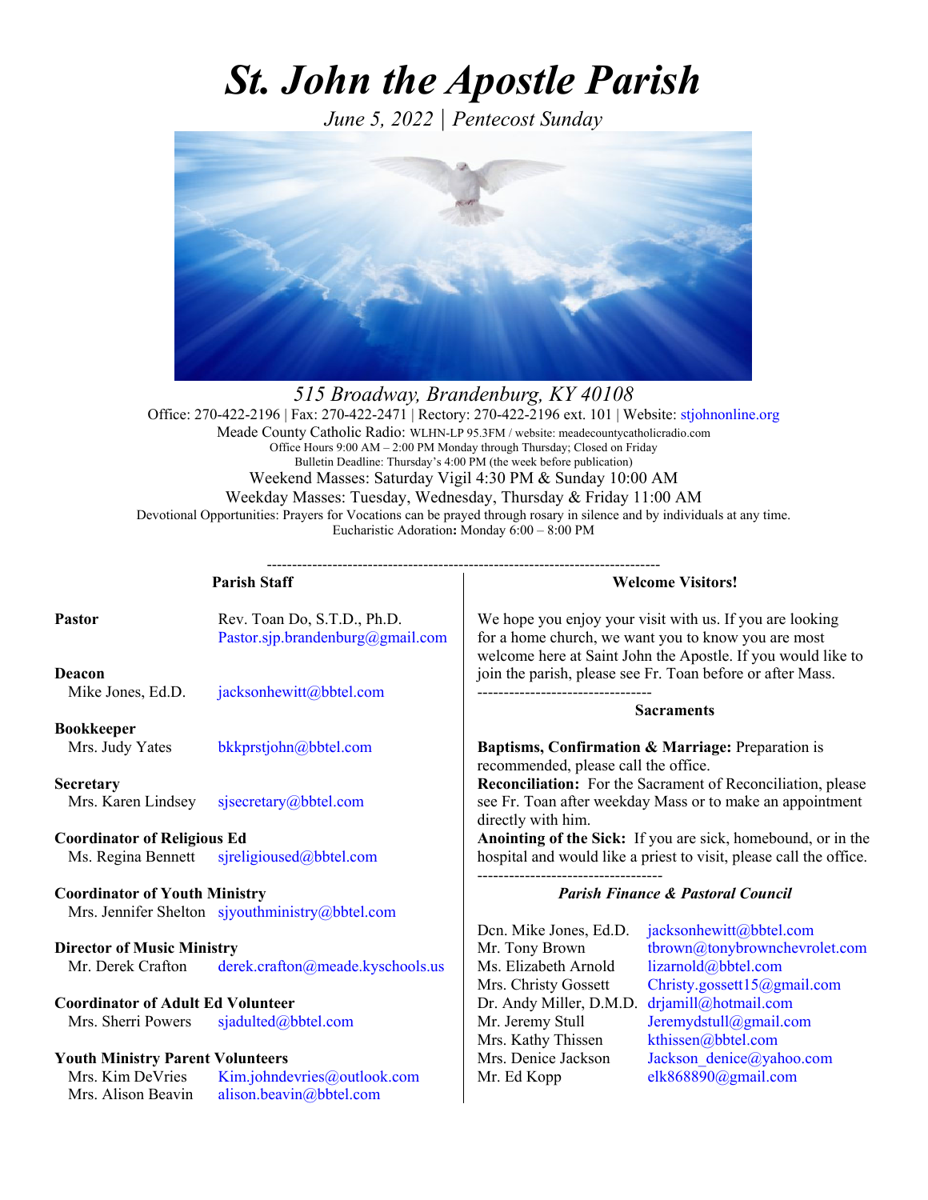# *St. John the Apostle Parish*

*June 5, 2022 | Pentecost Sunday*

*515 Broadway, Brandenburg, KY 40108*

Office: 270-422-2196 | Fax: 270-422-2471 | Rectory: 270-422-2196 ext. 101 | Website: stjohnonline.org

Meade County Catholic Radio: WLHN-LP 95.3FM / website: meadecountycatholicradio.com

Office Hours 9:00 AM – 2:00 PM Monday through Thursday; Closed on Friday

Bulletin Deadline: Thursday's 4:00 PM (the week before publication)

Weekend Masses: Saturday Vigil 4:30 PM & Sunday 10:00 AM

Weekday Masses: Tuesday, Wednesday, Thursday & Friday 11:00 AM

Devotional Opportunities: Prayers for Vocations can be prayed through rosary in silence and by individuals at any time.

Eucharistic Adoration**:** Monday 6:00 – 8:00 PM

---

## Parish Staff

**Pastor**
Rev. Toan Do, S.T.D., Ph.D. — Pastor.sjp.brandenburg@gmail.com

**Deacon**
Mike Jones, Ed.D. — jacksonhewitt@bbtel.com

**Bookkeeper**
Mrs. Judy Yates — bkkprstjohn@bbtel.com

**Secretary**
Mrs. Karen Lindsey — sjsecretary@bbtel.com

**Coordinator of Religious Ed**
Ms. Regina Bennett — sjreligioused@bbtel.com

**Coordinator of Youth Ministry**
Mrs. Jennifer Shelton — sjyouthministry@bbtel.com

**Director of Music Ministry**
Mr. Derek Crafton — derek.crafton@meade.kyschools.us

**Coordinator of Adult Ed Volunteer**
Mrs. Sherri Powers — sjadulted@bbtel.com

**Youth Ministry Parent Volunteers**
Mrs. Kim DeVries — Kim.johndevries@outlook.com
Mrs. Alison Beavin — alison.beavin@bbtel.com

## Welcome Visitors!

We hope you enjoy your visit with us. If you are looking for a home church, we want you to know you are most welcome here at Saint John the Apostle. If you would like to join the parish, please see Fr. Toan before or after Mass.

## Sacraments

**Baptisms, Confirmation & Marriage:** Preparation is recommended, please call the office.
**Reconciliation:** For the Sacrament of Reconciliation, please see Fr. Toan after weekday Mass or to make an appointment directly with him.
**Anointing of the Sick:** If you are sick, homebound, or in the hospital and would like a priest to visit, please call the office.

## *Parish Finance & Pastoral Council*

| Name | Email |
|---|---|
| Dcn. Mike Jones, Ed.D. | jacksonhewitt@bbtel.com |
| Mr. Tony Brown | tbrown@tonybrownchevrolet.com |
| Ms. Elizabeth Arnold | lizarnold@bbtel.com |
| Mrs. Christy Gossett | Christy.gossett15@gmail.com |
| Dr. Andy Miller, D.M.D. | drjamill@hotmail.com |
| Mr. Jeremy Stull | Jeremydstull@gmail.com |
| Mrs. Kathy Thissen | kthissen@bbtel.com |
| Mrs. Denice Jackson | Jackson_denice@yahoo.com |
| Mr. Ed Kopp | elk868890@gmail.com |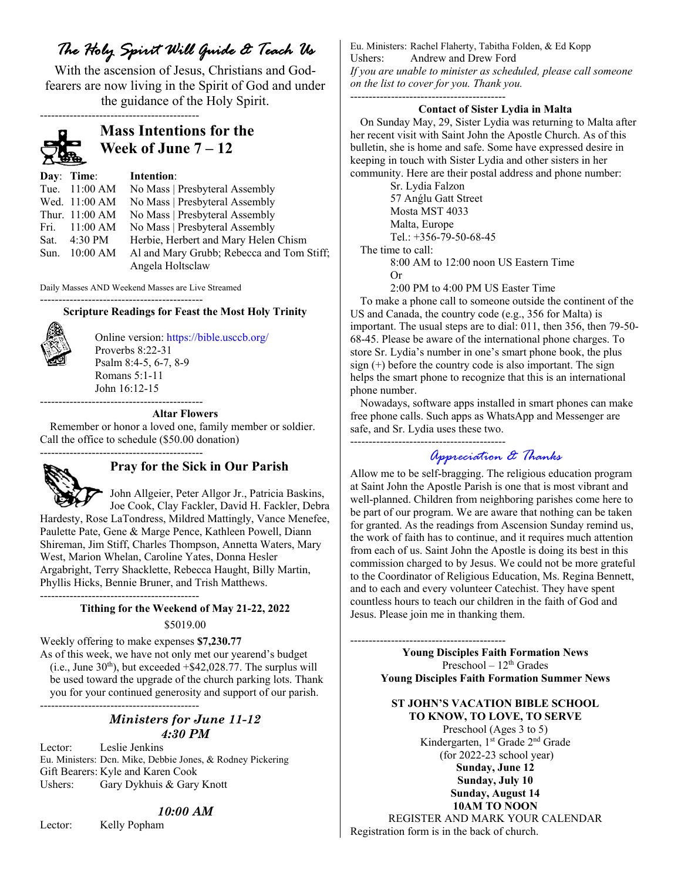# *The Holy Spirit Will Guide & Teach Us*

With the ascension of Jesus, Christians and God-fearers are now living in the Spirit of God and under the guidance of the Holy Spirit.

---

## Mass Intentions for the Week of June 7 – 12

| Day: | Time: | Intention: |
|---|---|---|
| Tue. | 11:00 AM | No Mass \| Presbyteral Assembly |
| Wed. | 11:00 AM | No Mass \| Presbyteral Assembly |
| Thur. | 11:00 AM | No Mass \| Presbyteral Assembly |
| Fri. | 11:00 AM | No Mass \| Presbyteral Assembly |
| Sat. | 4:30 PM | Herbie, Herbert and Mary Helen Chism |
| Sun. | 10:00 AM | Al and Mary Grubb; Rebecca and Tom Stiff; Angela Holtsclaw |

Daily Masses AND Weekend Masses are Live Streamed

---

**Scripture Readings for Feast the Most Holy Trinity**

Online version: https://bible.usccb.org/
Proverbs 8:22-31
Psalm 8:4-5, 6-7, 8-9
Romans 5:1-11
John 16:12-15

---

**Altar Flowers**

Remember or honor a loved one, family member or soldier. Call the office to schedule ($50.00 donation)

---

## Pray for the Sick in Our Parish

John Allgeier, Peter Allgor Jr., Patricia Baskins, Joe Cook, Clay Fackler, David H. Fackler, Debra Hardesty, Rose LaTondress, Mildred Mattingly, Vance Menefee, Paulette Pate, Gene & Marge Pence, Kathleen Powell, Diann Shireman, Jim Stiff, Charles Thompson, Annetta Waters, Mary West, Marion Whelan, Caroline Yates, Donna Hesler Argabright, Terry Shacklette, Rebecca Haught, Billy Martin, Phyllis Hicks, Bennie Bruner, and Trish Matthews.

---

**Tithing for the Weekend of May 21-22, 2022**

$5019.00

Weekly offering to make expenses **$7,230.77**

As of this week, we have not only met our yearend's budget (i.e., June 30th), but exceeded +$42,028.77. The surplus will be used toward the upgrade of the church parking lots. Thank you for your continued generosity and support of our parish.

---

### *Ministers for June 11-12*
### *4:30 PM*

Lector: Leslie Jenkins
Eu. Ministers: Dcn. Mike, Debbie Jones, & Rodney Pickering
Gift Bearers: Kyle and Karen Cook
Ushers: Gary Dykhuis & Gary Knott

### *10:00 AM*

Lector: Kelly Popham
Eu. Ministers: Rachel Flaherty, Tabitha Folden, & Ed Kopp
Ushers: Andrew and Drew Ford

*If you are unable to minister as scheduled, please call someone on the list to cover for you. Thank you.*

---

**Contact of Sister Lydia in Malta**

On Sunday May, 29, Sister Lydia was returning to Malta after her recent visit with Saint John the Apostle Church. As of this bulletin, she is home and safe. Some have expressed desire in keeping in touch with Sister Lydia and other sisters in her community. Here are their postal address and phone number:

Sr. Lydia Falzon
57 Anġlu Gatt Street
Mosta MST 4033
Malta, Europe
Tel.: +356-79-50-68-45

The time to call:

8:00 AM to 12:00 noon US Eastern Time
Or
2:00 PM to 4:00 PM US Easter Time

To make a phone call to someone outside the continent of the US and Canada, the country code (e.g., 356 for Malta) is important. The usual steps are to dial: 011, then 356, then 79-50-68-45. Please be aware of the international phone charges. To store Sr. Lydia's number in one's smart phone book, the plus sign (+) before the country code is also important. The sign helps the smart phone to recognize that this is an international phone number.

Nowadays, software apps installed in smart phones can make free phone calls. Such apps as WhatsApp and Messenger are safe, and Sr. Lydia uses these two.

---

## *Appreciation & Thanks*

Allow me to be self-bragging. The religious education program at Saint John the Apostle Parish is one that is most vibrant and well-planned. Children from neighboring parishes come here to be part of our program. We are aware that nothing can be taken for granted. As the readings from Ascension Sunday remind us, the work of faith has to continue, and it requires much attention from each of us. Saint John the Apostle is doing its best in this commission charged to by Jesus. We could not be more grateful to the Coordinator of Religious Education, Ms. Regina Bennett, and to each and every volunteer Catechist. They have spent countless hours to teach our children in the faith of God and Jesus. Please join me in thanking them.

---

**Young Disciples Faith Formation News**
Preschool – 12th Grades
**Young Disciples Faith Formation Summer News**

**ST JOHN'S VACATION BIBLE SCHOOL**
**TO KNOW, TO LOVE, TO SERVE**
Preschool (Ages 3 to 5)
Kindergarten, 1st Grade 2nd Grade
(for 2022-23 school year)
**Sunday, June 12**
**Sunday, July 10**
**Sunday, August 14**
**10AM TO NOON**
REGISTER AND MARK YOUR CALENDAR
Registration form is in the back of church.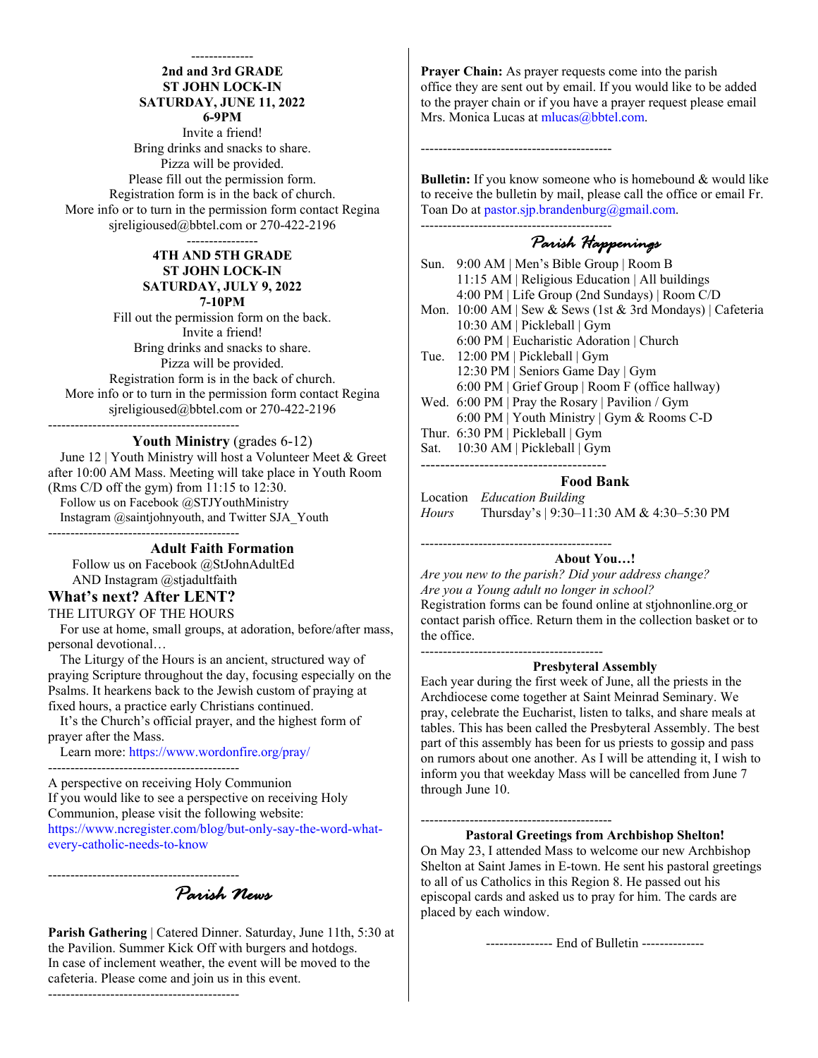--------------

**2nd and 3rd GRADE**
**ST JOHN LOCK-IN**
**SATURDAY, JUNE 11, 2022**
**6-9PM**

Invite a friend!
Bring drinks and snacks to share.
Pizza will be provided.
Please fill out the permission form.
Registration form is in the back of church.
More info or to turn in the permission form contact Regina sjreligioused@bbtel.com or 270-422-2196

----------------

**4TH AND 5TH GRADE**
**ST JOHN LOCK-IN**
**SATURDAY, JULY 9, 2022**
**7-10PM**

Fill out the permission form on the back.
Invite a friend!
Bring drinks and snacks to share.
Pizza will be provided.
Registration form is in the back of church.
More info or to turn in the permission form contact Regina sjreligioused@bbtel.com or 270-422-2196

-------------------------------------------

### **Youth Ministry** (grades 6-12)

June 12 | Youth Ministry will host a Volunteer Meet & Greet after 10:00 AM Mass. Meeting will take place in Youth Room (Rms C/D off the gym) from 11:15 to 12:30.

Follow us on Facebook @STJYouthMinistry
Instagram @saintjohnyouth, and Twitter SJA_Youth

-------------------------------------------

### Adult Faith Formation

Follow us on Facebook @StJohnAdultEd
AND Instagram @stjadultfaith

## What's next? After LENT?

THE LITURGY OF THE HOURS

For use at home, small groups, at adoration, before/after mass, personal devotional…

The Liturgy of the Hours is an ancient, structured way of praying Scripture throughout the day, focusing especially on the Psalms. It hearkens back to the Jewish custom of praying at fixed hours, a practice early Christians continued.

It's the Church's official prayer, and the highest form of prayer after the Mass.

Learn more: https://www.wordonfire.org/pray/

-------------------------------------------

A perspective on receiving Holy Communion
If you would like to see a perspective on receiving Holy Communion, please visit the following website:
https://www.ncregister.com/blog/but-only-say-the-word-what-every-catholic-needs-to-know

-------------------------------------------

## *Parish News*

**Parish Gathering** | Catered Dinner. Saturday, June 11th, 5:30 at the Pavilion. Summer Kick Off with burgers and hotdogs. In case of inclement weather, the event will be moved to the cafeteria. Please come and join us in this event.

-------------------------------------------

**Prayer Chain:** As prayer requests come into the parish office they are sent out by email. If you would like to be added to the prayer chain or if you have a prayer request please email Mrs. Monica Lucas at mlucas@bbtel.com.

-------------------------------------------

**Bulletin:** If you know someone who is homebound & would like to receive the bulletin by mail, please call the office or email Fr. Toan Do at pastor.sjp.brandenburg@gmail.com.

-------------------------------------------

## *Parish Happenings*

| | |
|---|---|
| Sun. | 9:00 AM \| Men's Bible Group \| Room B |
| | 11:15 AM \| Religious Education \| All buildings |
| | 4:00 PM \| Life Group (2nd Sundays) \| Room C/D |
| Mon. | 10:00 AM \| Sew & Sews (1st & 3rd Mondays) \| Cafeteria |
| | 10:30 AM \| Pickleball \| Gym |
| | 6:00 PM \| Eucharistic Adoration \| Church |
| Tue. | 12:00 PM \| Pickleball \| Gym |
| | 12:30 PM \| Seniors Game Day \| Gym |
| | 6:00 PM \| Grief Group \| Room F (office hallway) |
| Wed. | 6:00 PM \| Pray the Rosary \| Pavilion / Gym |
| | 6:00 PM \| Youth Ministry \| Gym & Rooms C-D |
| Thur. | 6:30 PM \| Pickleball \| Gym |
| Sat. | 10:30 AM \| Pickleball \| Gym |

---------------------------------------

### Food Bank

| | |
|---|---|
| Location | *Education Building* |
| *Hours* | Thursday's \| 9:30–11:30 AM & 4:30–5:30 PM |

-------------------------------------------

### About You…!

*Are you new to the parish? Did your address change?*
*Are you a Young adult no longer in school?*

Registration forms can be found online at stjohnonline.org or contact parish office. Return them in the collection basket or to the office.

-----------------------------------------

### Presbyteral Assembly

Each year during the first week of June, all the priests in the Archdiocese come together at Saint Meinrad Seminary. We pray, celebrate the Eucharist, listen to talks, and share meals at tables. This has been called the Presbyteral Assembly. The best part of this assembly has been for us priests to gossip and pass on rumors about one another. As I will be attending it, I wish to inform you that weekday Mass will be cancelled from June 7 through June 10.

-------------------------------------------

### Pastoral Greetings from Archbishop Shelton!

On May 23, I attended Mass to welcome our new Archbishop Shelton at Saint James in E-town. He sent his pastoral greetings to all of us Catholics in this Region 8. He passed out his episcopal cards and asked us to pray for him. The cards are placed by each window.

--------------- End of Bulletin --------------